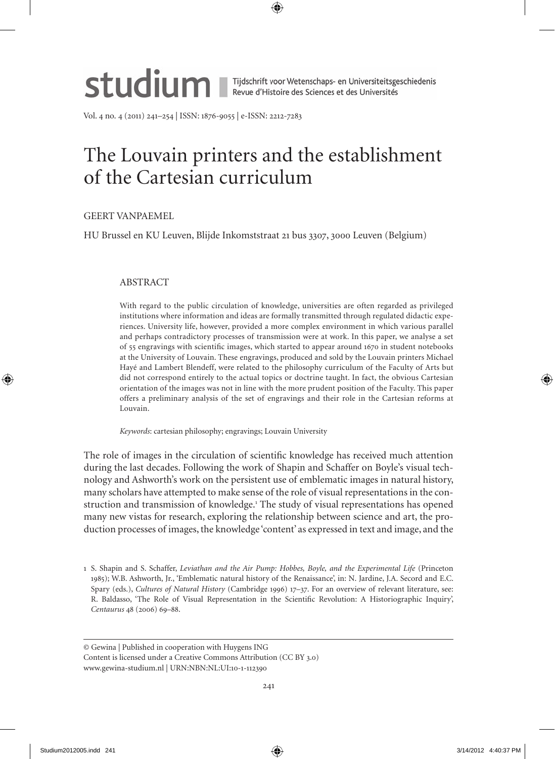# The Louvain printers and the establishment of the Cartesian curriculum

GEERT VANPAEMEL

HU Brussel en KU Leuven, Blijde Inkomststraat 21 bus 3307, 3000 Leuven (Belgium)

## ABSTRACT

With regard to the public circulation of knowledge, universities are often regarded as privileged institutions where information and ideas are formally transmitted through regulated didactic experiences. University life, however, provided a more complex environment in which various parallel and perhaps contradictory processes of transmission were at work. In this paper, we analyse a set of 55 engravings with scientific images, which started to appear around 1670 in student notebooks at the University of Louvain. These engravings, produced and sold by the Louvain printers Michael Hayé and Lambert Blendeff, were related to the philosophy curriculum of the Faculty of Arts but did not correspond entirely to the actual topics or doctrine taught. In fact, the obvious Cartesian orientation of the images was not in line with the more prudent position of the Faculty. This paper offers a preliminary analysis of the set of engravings and their role in the Cartesian reforms at Louvain.

*Keywords*: cartesian philosophy; engravings; Louvain University

The role of images in the circulation of scientific knowledge has received much attention during the last decades. Following the work of Shapin and Schaffer on Boyle's visual technology and Ashworth's work on the persistent use of emblematic images in natural history, many scholars have attempted to make sense of the role of visual representations in the construction and transmission of knowledge.[1] The study of visual representations has opened many new vistas for research, exploring the relationship between science and art, the production processes of images, the knowledge 'content' as expressed in text and image, and the

1 S. Shapin and S. Schaffer, *Leviathan and the Air Pump: Hobbes, Boyle, and the Experimental Life* (Princeton 1985); W.B. Ashworth, Jr., 'Emblematic natural history of the Renaissance', in: N. Jardine, J.A. Secord and E.C. Spary (eds.), *Cultures of Natural History* (Cambridge 1996) 17–37. For an overview of relevant literature, see: R. Baldasso, 'The Role of Visual Representation in the Scientific Revolution: A Historiographic Inquiry', *Centaurus* 48 (2006) 69–88.

© Gewina | Published in cooperation with Huygens ING
Content is licensed under a Creative Commons Attribution (CC BY 3.0)
www.gewina-studium.nl | URN:NBN:NL:UI:10-1-112390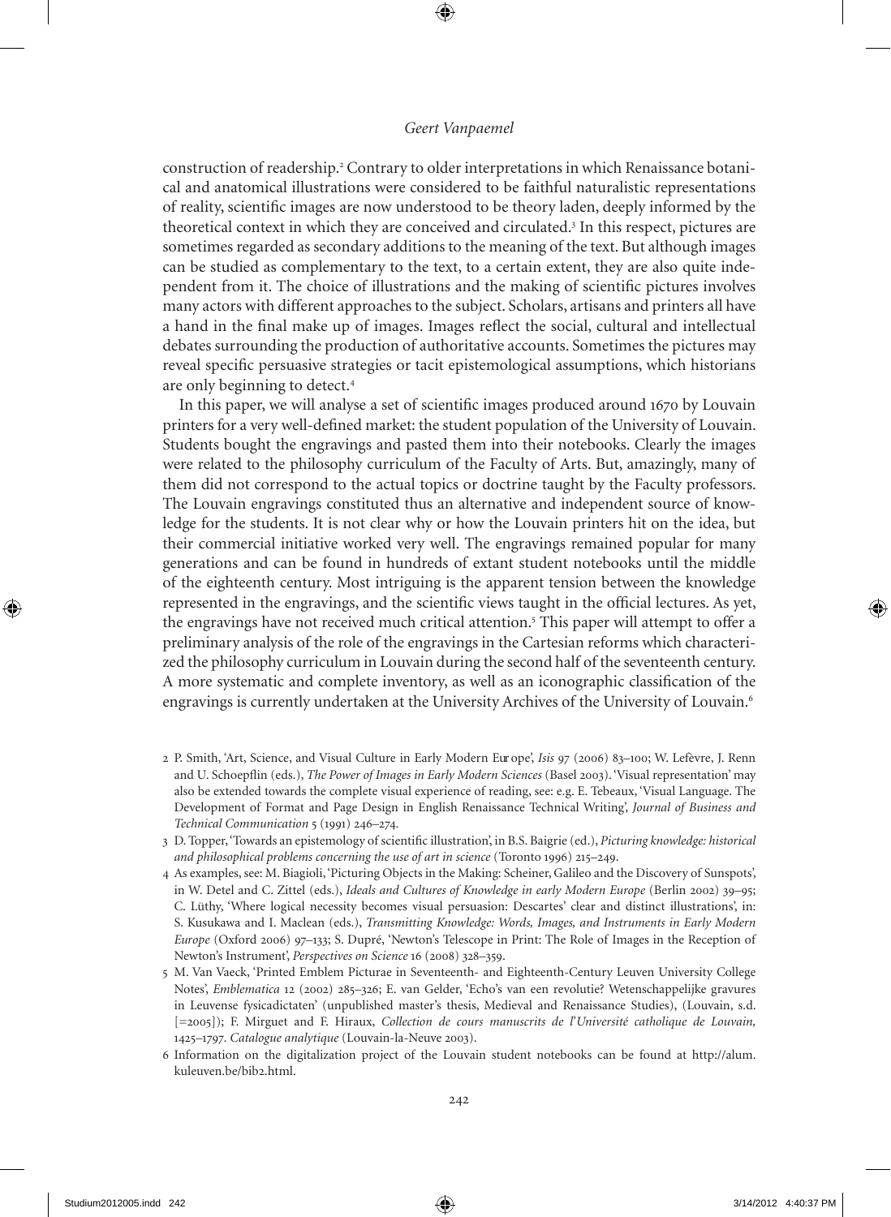construction of readership.[2] Contrary to older interpretations in which Renaissance botanical and anatomical illustrations were considered to be faithful naturalistic representations of reality, scientific images are now understood to be theory laden, deeply informed by the theoretical context in which they are conceived and circulated.[3] In this respect, pictures are sometimes regarded as secondary additions to the meaning of the text. But although images can be studied as complementary to the text, to a certain extent, they are also quite independent from it. The choice of illustrations and the making of scientific pictures involves many actors with different approaches to the subject. Scholars, artisans and printers all have a hand in the final make up of images. Images reflect the social, cultural and intellectual debates surrounding the production of authoritative accounts. Sometimes the pictures may reveal specific persuasive strategies or tacit epistemological assumptions, which historians are only beginning to detect.[4]

In this paper, we will analyse a set of scientific images produced around 1670 by Louvain printers for a very well-defined market: the student population of the University of Louvain. Students bought the engravings and pasted them into their notebooks. Clearly the images were related to the philosophy curriculum of the Faculty of Arts. But, amazingly, many of them did not correspond to the actual topics or doctrine taught by the Faculty professors. The Louvain engravings constituted thus an alternative and independent source of knowledge for the students. It is not clear why or how the Louvain printers hit on the idea, but their commercial initiative worked very well. The engravings remained popular for many generations and can be found in hundreds of extant student notebooks until the middle of the eighteenth century. Most intriguing is the apparent tension between the knowledge represented in the engravings, and the scientific views taught in the official lectures. As yet, the engravings have not received much critical attention.[5] This paper will attempt to offer a preliminary analysis of the role of the engravings in the Cartesian reforms which characterized the philosophy curriculum in Louvain during the second half of the seventeenth century. A more systematic and complete inventory, as well as an iconographic classification of the engravings is currently undertaken at the University Archives of the University of Louvain.[6]

2 P. Smith, 'Art, Science, and Visual Culture in Early Modern Europe', *Isis* 97 (2006) 83–100; W. Lefèvre, J. Renn and U. Schoepflin (eds.), *The Power of Images in Early Modern Sciences* (Basel 2003). 'Visual representation' may also be extended towards the complete visual experience of reading, see: e.g. E. Tebeaux, 'Visual Language. The Development of Format and Page Design in English Renaissance Technical Writing', *Journal of Business and Technical Communication* 5 (1991) 246–274.

3 D. Topper, 'Towards an epistemology of scientific illustration', in B.S. Baigrie (ed.), *Picturing knowledge: historical and philosophical problems concerning the use of art in science* (Toronto 1996) 215–249.

4 As examples, see: M. Biagioli, 'Picturing Objects in the Making: Scheiner, Galileo and the Discovery of Sunspots', in W. Detel and C. Zittel (eds.), *Ideals and Cultures of Knowledge in early Modern Europe* (Berlin 2002) 39–95; C. Lüthy, 'Where logical necessity becomes visual persuasion: Descartes' clear and distinct illustrations', in: S. Kusukawa and I. Maclean (eds.), *Transmitting Knowledge: Words, Images, and Instruments in Early Modern Europe* (Oxford 2006) 97–133; S. Dupré, 'Newton's Telescope in Print: The Role of Images in the Reception of Newton's Instrument', *Perspectives on Science* 16 (2008) 328–359.

5 M. Van Vaeck, 'Printed Emblem Picturae in Seventeenth- and Eighteenth-Century Leuven University College Notes', *Emblematica* 12 (2002) 285–326; E. van Gelder, 'Echo's van een revolutie? Wetenschappelijke gravures in Leuvense fysicadictaten' (unpublished master's thesis, Medieval and Renaissance Studies), (Louvain, s.d. [=2005]); F. Mirguet and F. Hiraux, *Collection de cours manuscrits de l'Université catholique de Louvain, 1425–1797. Catalogue analytique* (Louvain-la-Neuve 2003).

6 Information on the digitalization project of the Louvain student notebooks can be found at http://alum.kuleuven.be/bib2.html.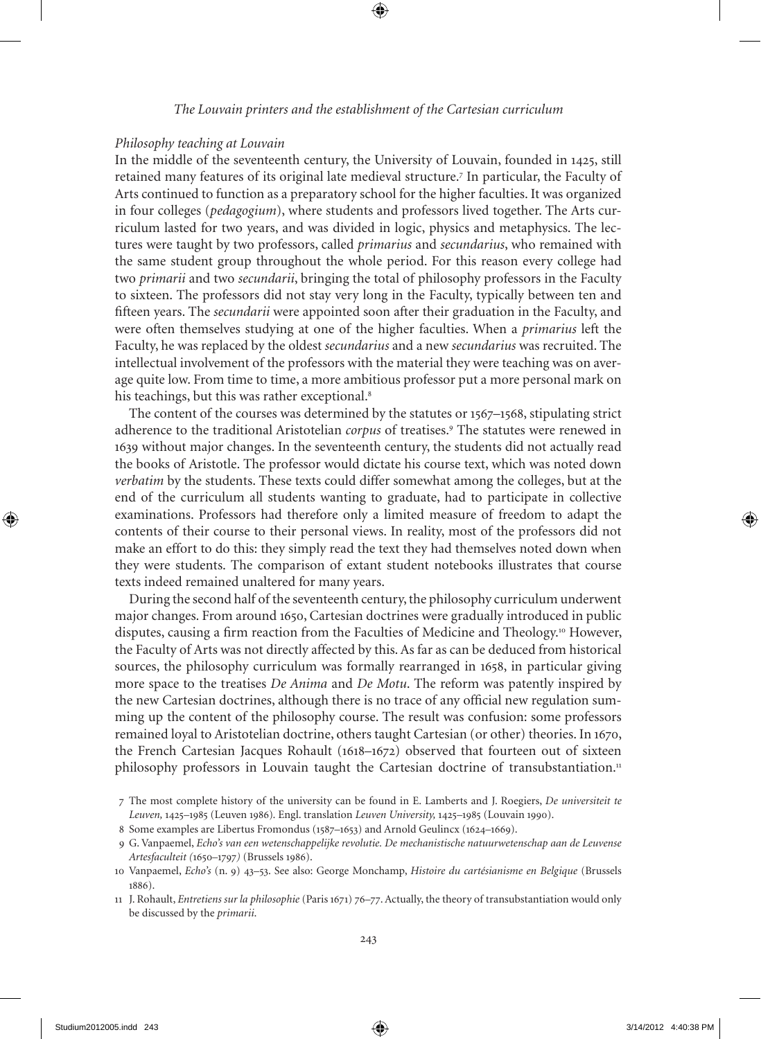### *Philosophy teaching at Louvain*

In the middle of the seventeenth century, the University of Louvain, founded in 1425, still retained many features of its original late medieval structure.[7] In particular, the Faculty of Arts continued to function as a preparatory school for the higher faculties. It was organized in four colleges (*pedagogium*), where students and professors lived together. The Arts curriculum lasted for two years, and was divided in logic, physics and metaphysics. The lectures were taught by two professors, called *primarius* and *secundarius*, who remained with the same student group throughout the whole period. For this reason every college had two *primarii* and two *secundarii*, bringing the total of philosophy professors in the Faculty to sixteen. The professors did not stay very long in the Faculty, typically between ten and fifteen years. The *secundarii* were appointed soon after their graduation in the Faculty, and were often themselves studying at one of the higher faculties. When a *primarius* left the Faculty, he was replaced by the oldest *secundarius* and a new *secundarius* was recruited. The intellectual involvement of the professors with the material they were teaching was on average quite low. From time to time, a more ambitious professor put a more personal mark on his teachings, but this was rather exceptional.[8]

The content of the courses was determined by the statutes or 1567–1568, stipulating strict adherence to the traditional Aristotelian *corpus* of treatises.[9] The statutes were renewed in 1639 without major changes. In the seventeenth century, the students did not actually read the books of Aristotle. The professor would dictate his course text, which was noted down *verbatim* by the students. These texts could differ somewhat among the colleges, but at the end of the curriculum all students wanting to graduate, had to participate in collective examinations. Professors had therefore only a limited measure of freedom to adapt the contents of their course to their personal views. In reality, most of the professors did not make an effort to do this: they simply read the text they had themselves noted down when they were students. The comparison of extant student notebooks illustrates that course texts indeed remained unaltered for many years.

During the second half of the seventeenth century, the philosophy curriculum underwent major changes. From around 1650, Cartesian doctrines were gradually introduced in public disputes, causing a firm reaction from the Faculties of Medicine and Theology.[10] However, the Faculty of Arts was not directly affected by this. As far as can be deduced from historical sources, the philosophy curriculum was formally rearranged in 1658, in particular giving more space to the treatises *De Anima* and *De Motu*. The reform was patently inspired by the new Cartesian doctrines, although there is no trace of any official new regulation summing up the content of the philosophy course. The result was confusion: some professors remained loyal to Aristotelian doctrine, others taught Cartesian (or other) theories. In 1670, the French Cartesian Jacques Rohault (1618–1672) observed that fourteen out of sixteen philosophy professors in Louvain taught the Cartesian doctrine of transubstantiation.[11]

7 The most complete history of the university can be found in E. Lamberts and J. Roegiers, *De universiteit te Leuven*, 1425–1985 (Leuven 1986). Engl. translation *Leuven University*, 1425–1985 (Louvain 1990).

8 Some examples are Libertus Fromondus (1587–1653) and Arnold Geulincx (1624–1669).

9 G. Vanpaemel, *Echo's van een wetenschappelijke revolutie. De mechanistische natuurwetenschap aan de Leuvense Artesfaculteit (1650–1797)* (Brussels 1986).

10 Vanpaemel, *Echo's* (n. 9) 43–53. See also: George Monchamp, *Histoire du cartésianisme en Belgique* (Brussels 1886).

11 J. Rohault, *Entretiens sur la philosophie* (Paris 1671) 76–77. Actually, the theory of transubstantiation would only be discussed by the *primarii*.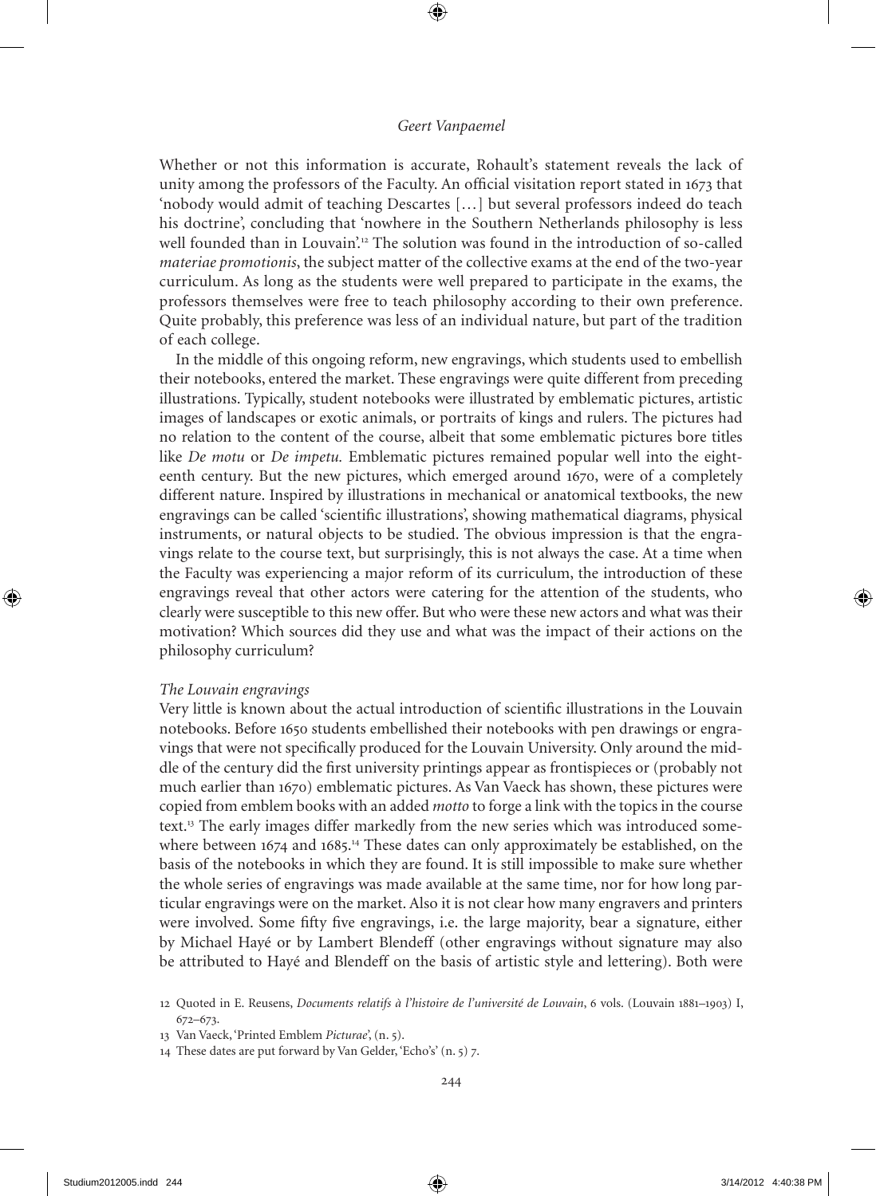Whether or not this information is accurate, Rohault's statement reveals the lack of unity among the professors of the Faculty. An official visitation report stated in 1673 that 'nobody would admit of teaching Descartes [...] but several professors indeed do teach his doctrine', concluding that 'nowhere in the Southern Netherlands philosophy is less well founded than in Louvain'.[12] The solution was found in the introduction of so-called *materiae promotionis*, the subject matter of the collective exams at the end of the two-year curriculum. As long as the students were well prepared to participate in the exams, the professors themselves were free to teach philosophy according to their own preference. Quite probably, this preference was less of an individual nature, but part of the tradition of each college.

In the middle of this ongoing reform, new engravings, which students used to embellish their notebooks, entered the market. These engravings were quite different from preceding illustrations. Typically, student notebooks were illustrated by emblematic pictures, artistic images of landscapes or exotic animals, or portraits of kings and rulers. The pictures had no relation to the content of the course, albeit that some emblematic pictures bore titles like *De motu* or *De impetu.* Emblematic pictures remained popular well into the eighteenth century. But the new pictures, which emerged around 1670, were of a completely different nature. Inspired by illustrations in mechanical or anatomical textbooks, the new engravings can be called 'scientific illustrations', showing mathematical diagrams, physical instruments, or natural objects to be studied. The obvious impression is that the engravings relate to the course text, but surprisingly, this is not always the case. At a time when the Faculty was experiencing a major reform of its curriculum, the introduction of these engravings reveal that other actors were catering for the attention of the students, who clearly were susceptible to this new offer. But who were these new actors and what was their motivation? Which sources did they use and what was the impact of their actions on the philosophy curriculum?

### *The Louvain engravings*

Very little is known about the actual introduction of scientific illustrations in the Louvain notebooks. Before 1650 students embellished their notebooks with pen drawings or engravings that were not specifically produced for the Louvain University. Only around the middle of the century did the first university printings appear as frontispieces or (probably not much earlier than 1670) emblematic pictures. As Van Vaeck has shown, these pictures were copied from emblem books with an added *motto* to forge a link with the topics in the course text.[13] The early images differ markedly from the new series which was introduced somewhere between 1674 and 1685.[14] These dates can only approximately be established, on the basis of the notebooks in which they are found. It is still impossible to make sure whether the whole series of engravings was made available at the same time, nor for how long particular engravings were on the market. Also it is not clear how many engravers and printers were involved. Some fifty five engravings, i.e. the large majority, bear a signature, either by Michael Hayé or by Lambert Blendeff (other engravings without signature may also be attributed to Hayé and Blendeff on the basis of artistic style and lettering). Both were

12 Quoted in E. Reusens, *Documents relatifs à l'histoire de l'université de Louvain*, 6 vols. (Louvain 1881–1903) I, 672–673.

13 Van Vaeck, 'Printed Emblem *Picturae*', (n. 5).

14 These dates are put forward by Van Gelder, 'Echo's' (n. 5) 7.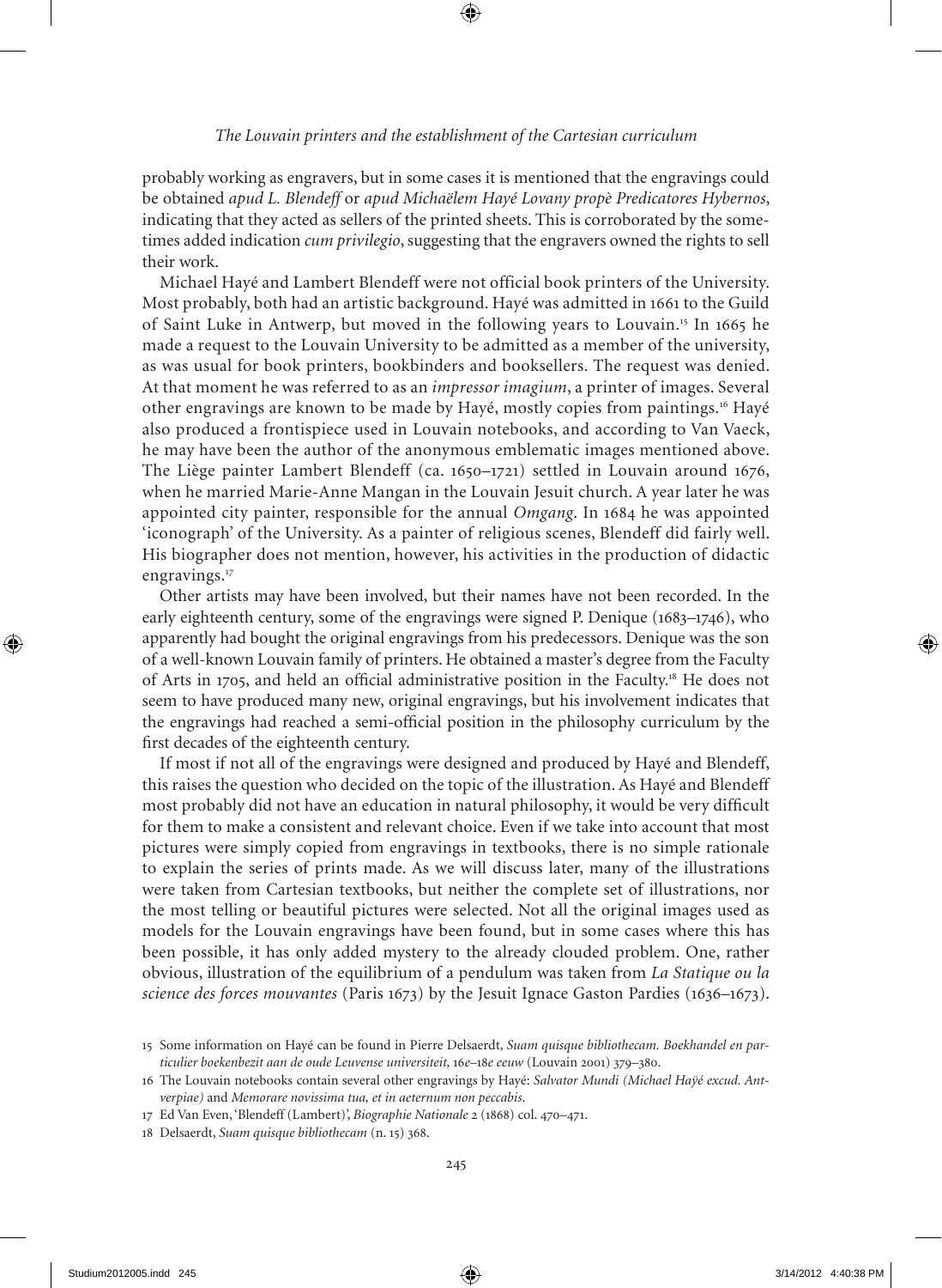probably working as engravers, but in some cases it is mentioned that the engravings could be obtained *apud L. Blendeff* or *apud Michaëlem Hayé Lovany propè Predicatores Hybernos*, indicating that they acted as sellers of the printed sheets. This is corroborated by the sometimes added indication *cum privilegio*, suggesting that the engravers owned the rights to sell their work.

Michael Hayé and Lambert Blendeff were not official book printers of the University. Most probably, both had an artistic background. Hayé was admitted in 1661 to the Guild of Saint Luke in Antwerp, but moved in the following years to Louvain.[15] In 1665 he made a request to the Louvain University to be admitted as a member of the university, as was usual for book printers, bookbinders and booksellers. The request was denied. At that moment he was referred to as an *impressor imagium*, a printer of images. Several other engravings are known to be made by Hayé, mostly copies from paintings.[16] Hayé also produced a frontispiece used in Louvain notebooks, and according to Van Vaeck, he may have been the author of the anonymous emblematic images mentioned above. The Liège painter Lambert Blendeff (ca. 1650–1721) settled in Louvain around 1676, when he married Marie-Anne Mangan in the Louvain Jesuit church. A year later he was appointed city painter, responsible for the annual *Omgang*. In 1684 he was appointed 'iconograph' of the University. As a painter of religious scenes, Blendeff did fairly well. His biographer does not mention, however, his activities in the production of didactic engravings.[17]

Other artists may have been involved, but their names have not been recorded. In the early eighteenth century, some of the engravings were signed P. Denique (1683–1746), who apparently had bought the original engravings from his predecessors. Denique was the son of a well-known Louvain family of printers. He obtained a master's degree from the Faculty of Arts in 1705, and held an official administrative position in the Faculty.[18] He does not seem to have produced many new, original engravings, but his involvement indicates that the engravings had reached a semi-official position in the philosophy curriculum by the first decades of the eighteenth century.

If most if not all of the engravings were designed and produced by Hayé and Blendeff, this raises the question who decided on the topic of the illustration. As Hayé and Blendeff most probably did not have an education in natural philosophy, it would be very difficult for them to make a consistent and relevant choice. Even if we take into account that most pictures were simply copied from engravings in textbooks, there is no simple rationale to explain the series of prints made. As we will discuss later, many of the illustrations were taken from Cartesian textbooks, but neither the complete set of illustrations, nor the most telling or beautiful pictures were selected. Not all the original images used as models for the Louvain engravings have been found, but in some cases where this has been possible, it has only added mystery to the already clouded problem. One, rather obvious, illustration of the equilibrium of a pendulum was taken from *La Statique ou la science des forces mouvantes* (Paris 1673) by the Jesuit Ignace Gaston Pardies (1636–1673).

15 Some information on Hayé can be found in Pierre Delsaerdt, *Suam quisque bibliothecam. Boekhandel en particulier boekenbezit aan de oude Leuvense universiteit, 16e–18e eeuw* (Louvain 2001) 379–380.

16 The Louvain notebooks contain several other engravings by Hayé: *Salvator Mundi (Michael Haÿé excud. Antverpiae)* and *Memorare novissima tua, et in aeternum non peccabis*.

17 Ed Van Even, 'Blendeff (Lambert)', *Biographie Nationale* 2 (1868) col. 470–471.

18 Delsaerdt, *Suam quisque bibliothecam* (n. 15) 368.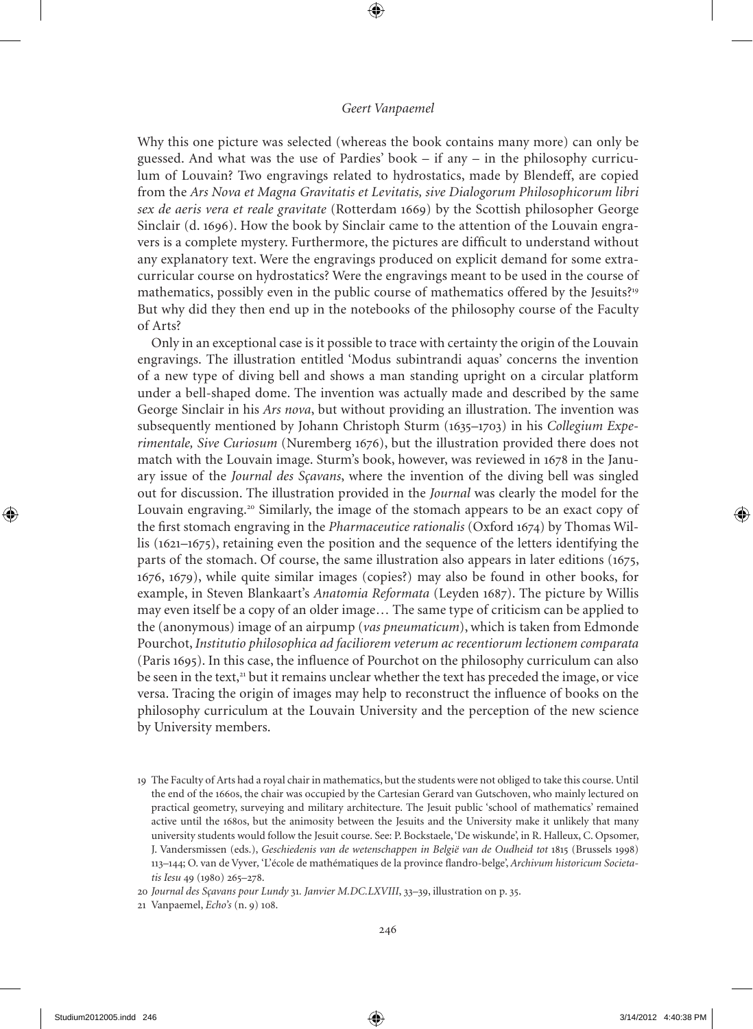Why this one picture was selected (whereas the book contains many more) can only be guessed. And what was the use of Pardies' book – if any – in the philosophy curriculum of Louvain? Two engravings related to hydrostatics, made by Blendeff, are copied from the *Ars Nova et Magna Gravitatis et Levitatis, sive Dialogorum Philosophicorum libri sex de aeris vera et reale gravitate* (Rotterdam 1669) by the Scottish philosopher George Sinclair (d. 1696). How the book by Sinclair came to the attention of the Louvain engravers is a complete mystery. Furthermore, the pictures are difficult to understand without any explanatory text. Were the engravings produced on explicit demand for some extra-curricular course on hydrostatics? Were the engravings meant to be used in the course of mathematics, possibly even in the public course of mathematics offered by the Jesuits?[19] But why did they then end up in the notebooks of the philosophy course of the Faculty of Arts?

Only in an exceptional case is it possible to trace with certainty the origin of the Louvain engravings. The illustration entitled 'Modus subintrandi aquas' concerns the invention of a new type of diving bell and shows a man standing upright on a circular platform under a bell-shaped dome. The invention was actually made and described by the same George Sinclair in his *Ars nova*, but without providing an illustration. The invention was subsequently mentioned by Johann Christoph Sturm (1635–1703) in his *Collegium Experimentale, Sive Curiosum* (Nuremberg 1676), but the illustration provided there does not match with the Louvain image. Sturm's book, however, was reviewed in 1678 in the January issue of the *Journal des Sçavans*, where the invention of the diving bell was singled out for discussion. The illustration provided in the *Journal* was clearly the model for the Louvain engraving.[20] Similarly, the image of the stomach appears to be an exact copy of the first stomach engraving in the *Pharmaceutice rationalis* (Oxford 1674) by Thomas Willis (1621–1675), retaining even the position and the sequence of the letters identifying the parts of the stomach. Of course, the same illustration also appears in later editions (1675, 1676, 1679), while quite similar images (copies?) may also be found in other books, for example, in Steven Blankaart's *Anatomia Reformata* (Leyden 1687). The picture by Willis may even itself be a copy of an older image… The same type of criticism can be applied to the (anonymous) image of an airpump (*vas pneumaticum*), which is taken from Edmonde Pourchot, *Institutio philosophica ad faciliorem veterum ac recentiorum lectionem comparata* (Paris 1695). In this case, the influence of Pourchot on the philosophy curriculum can also be seen in the text,[21] but it remains unclear whether the text has preceded the image, or vice versa. Tracing the origin of images may help to reconstruct the influence of books on the philosophy curriculum at the Louvain University and the perception of the new science by University members.

---

19 The Faculty of Arts had a royal chair in mathematics, but the students were not obliged to take this course. Until the end of the 1660s, the chair was occupied by the Cartesian Gerard van Gutschoven, who mainly lectured on practical geometry, surveying and military architecture. The Jesuit public 'school of mathematics' remained active until the 1680s, but the animosity between the Jesuits and the University make it unlikely that many university students would follow the Jesuit course. See: P. Bockstaele, 'De wiskunde', in R. Halleux, C. Opsomer, J. Vandersmissen (eds.), *Geschiedenis van de wetenschappen in België van de Oudheid tot* 1815 (Brussels 1998) 113–144; O. van de Vyver, 'L'école de mathématiques de la province flandro-belge', *Archivum historicum Societatis Iesu* 49 (1980) 265–278.

20 *Journal des Sçavans pour Lundy* 31. *Janvier M.DC.LXVIII*, 33–39, illustration on p. 35.

21 Vanpaemel, *Echo's* (n. 9) 108.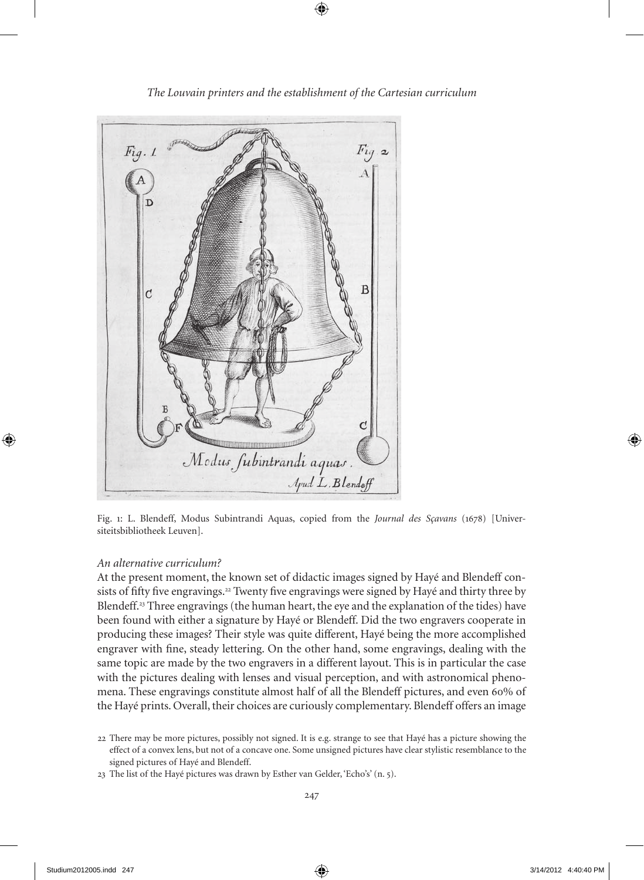Fig. 1: L. Blendeff, Modus Subintrandi Aquas, copied from the *Journal des Sçavans* (1678) [Universiteitsbibliotheek Leuven].

### *An alternative curriculum?*

At the present moment, the known set of didactic images signed by Hayé and Blendeff consists of fifty five engravings.[22] Twenty five engravings were signed by Hayé and thirty three by Blendeff.[23] Three engravings (the human heart, the eye and the explanation of the tides) have been found with either a signature by Hayé or Blendeff. Did the two engravers cooperate in producing these images? Their style was quite different, Hayé being the more accomplished engraver with fine, steady lettering. On the other hand, some engravings, dealing with the same topic are made by the two engravers in a different layout. This is in particular the case with the pictures dealing with lenses and visual perception, and with astronomical phenomena. These engravings constitute almost half of all the Blendeff pictures, and even 60% of the Hayé prints. Overall, their choices are curiously complementary. Blendeff offers an image

22 There may be more pictures, possibly not signed. It is e.g. strange to see that Hayé has a picture showing the effect of a convex lens, but not of a concave one. Some unsigned pictures have clear stylistic resemblance to the signed pictures of Hayé and Blendeff.

23 The list of the Hayé pictures was drawn by Esther van Gelder, 'Echo's' (n. 5).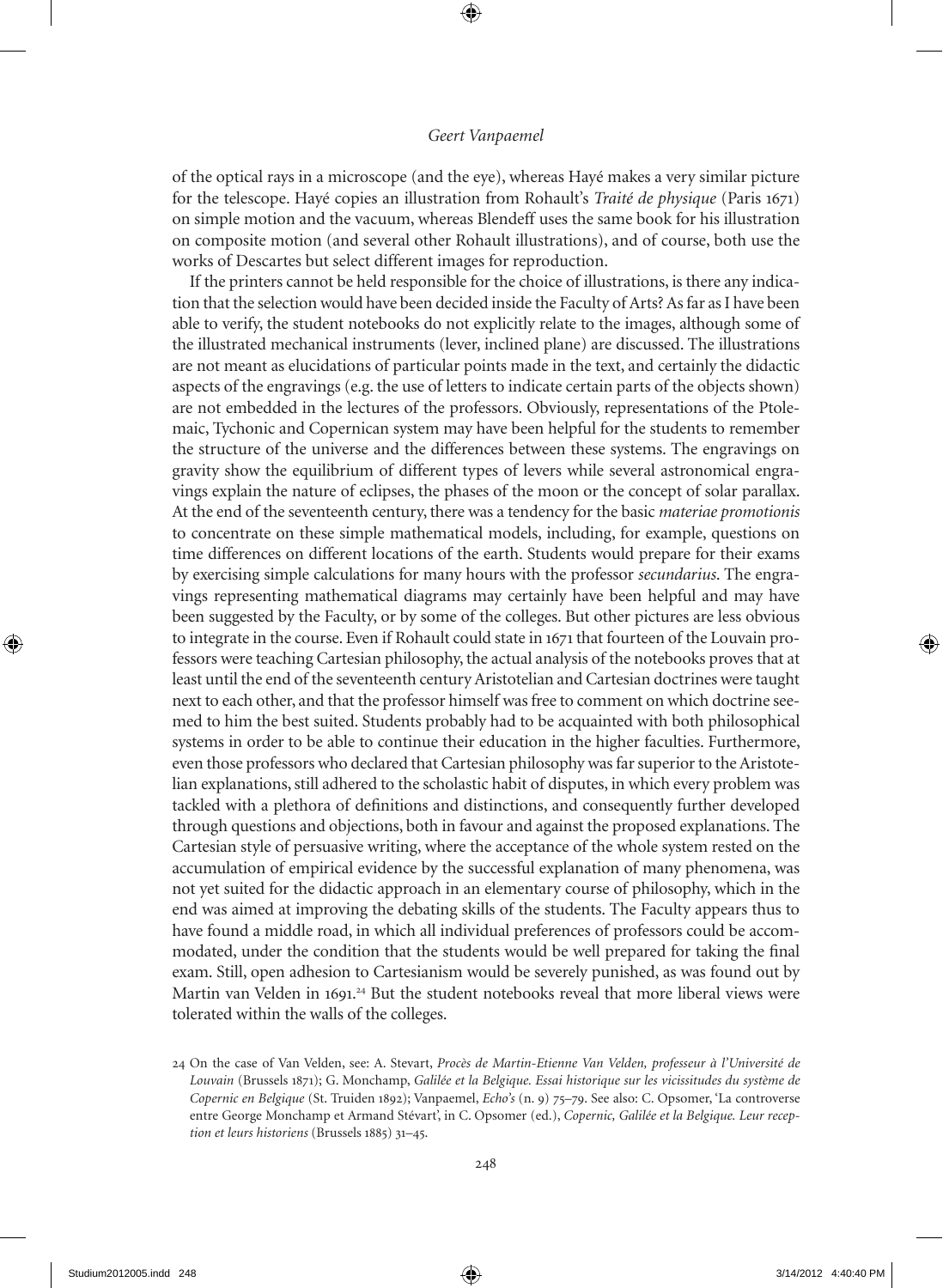of the optical rays in a microscope (and the eye), whereas Hayé makes a very similar picture for the telescope. Hayé copies an illustration from Rohault's *Traité de physique* (Paris 1671) on simple motion and the vacuum, whereas Blendeff uses the same book for his illustration on composite motion (and several other Rohault illustrations), and of course, both use the works of Descartes but select different images for reproduction.

If the printers cannot be held responsible for the choice of illustrations, is there any indication that the selection would have been decided inside the Faculty of Arts? As far as I have been able to verify, the student notebooks do not explicitly relate to the images, although some of the illustrated mechanical instruments (lever, inclined plane) are discussed. The illustrations are not meant as elucidations of particular points made in the text, and certainly the didactic aspects of the engravings (e.g. the use of letters to indicate certain parts of the objects shown) are not embedded in the lectures of the professors. Obviously, representations of the Ptolemaic, Tychonic and Copernican system may have been helpful for the students to remember the structure of the universe and the differences between these systems. The engravings on gravity show the equilibrium of different types of levers while several astronomical engravings explain the nature of eclipses, the phases of the moon or the concept of solar parallax. At the end of the seventeenth century, there was a tendency for the basic *materiae promotionis* to concentrate on these simple mathematical models, including, for example, questions on time differences on different locations of the earth. Students would prepare for their exams by exercising simple calculations for many hours with the professor *secundarius*. The engravings representing mathematical diagrams may certainly have been helpful and may have been suggested by the Faculty, or by some of the colleges. But other pictures are less obvious to integrate in the course. Even if Rohault could state in 1671 that fourteen of the Louvain professors were teaching Cartesian philosophy, the actual analysis of the notebooks proves that at least until the end of the seventeenth century Aristotelian and Cartesian doctrines were taught next to each other, and that the professor himself was free to comment on which doctrine seemed to him the best suited. Students probably had to be acquainted with both philosophical systems in order to be able to continue their education in the higher faculties. Furthermore, even those professors who declared that Cartesian philosophy was far superior to the Aristotelian explanations, still adhered to the scholastic habit of disputes, in which every problem was tackled with a plethora of definitions and distinctions, and consequently further developed through questions and objections, both in favour and against the proposed explanations. The Cartesian style of persuasive writing, where the acceptance of the whole system rested on the accumulation of empirical evidence by the successful explanation of many phenomena, was not yet suited for the didactic approach in an elementary course of philosophy, which in the end was aimed at improving the debating skills of the students. The Faculty appears thus to have found a middle road, in which all individual preferences of professors could be accommodated, under the condition that the students would be well prepared for taking the final exam. Still, open adhesion to Cartesianism would be severely punished, as was found out by Martin van Velden in 1691.[24] But the student notebooks reveal that more liberal views were tolerated within the walls of the colleges.

24 On the case of Van Velden, see: A. Stevart, *Procès de Martin-Etienne Van Velden, professeur à l'Université de Louvain* (Brussels 1871); G. Monchamp, *Galilée et la Belgique. Essai historique sur les vicissitudes du système de Copernic en Belgique* (St. Truiden 1892); Vanpaemel, *Echo's* (n. 9) 75–79. See also: C. Opsomer, 'La controverse entre George Monchamp et Armand Stévart', in C. Opsomer (ed.), *Copernic, Galilée et la Belgique. Leur reception et leurs historiens* (Brussels 1885) 31–45.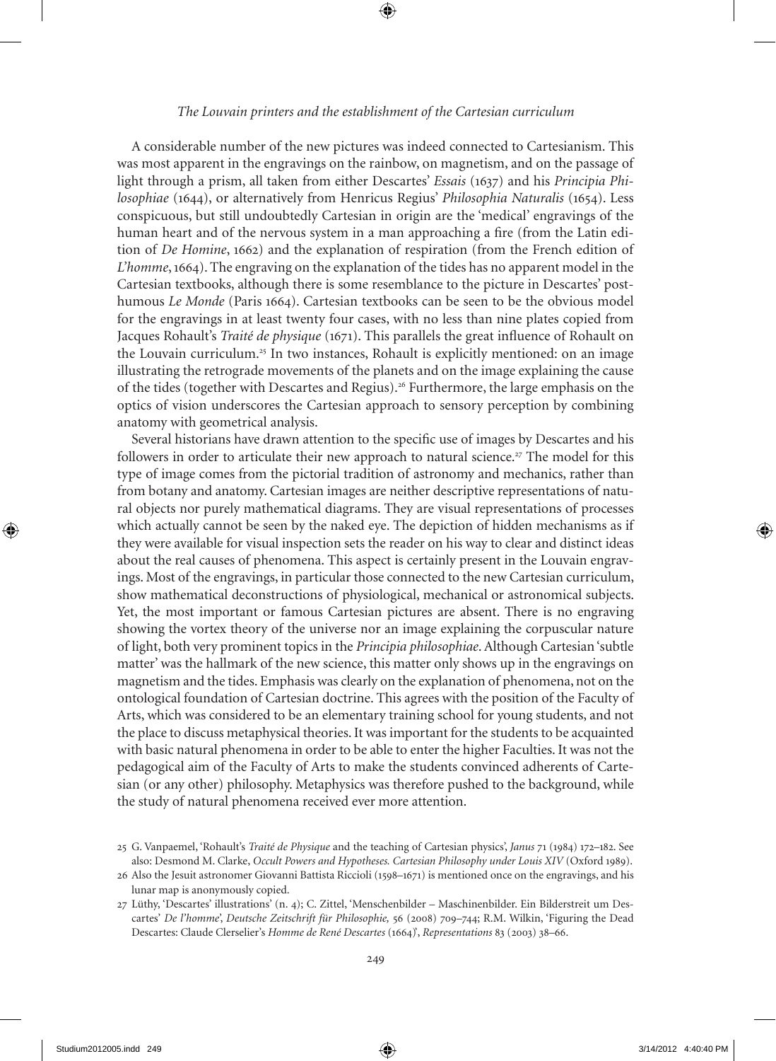A considerable number of the new pictures was indeed connected to Cartesianism. This was most apparent in the engravings on the rainbow, on magnetism, and on the passage of light through a prism, all taken from either Descartes' *Essais* (1637) and his *Principia Philosophiae* (1644), or alternatively from Henricus Regius' *Philosophia Naturalis* (1654). Less conspicuous, but still undoubtedly Cartesian in origin are the 'medical' engravings of the human heart and of the nervous system in a man approaching a fire (from the Latin edition of *De Homine*, 1662) and the explanation of respiration (from the French edition of *L'homme*, 1664). The engraving on the explanation of the tides has no apparent model in the Cartesian textbooks, although there is some resemblance to the picture in Descartes' posthumous *Le Monde* (Paris 1664). Cartesian textbooks can be seen to be the obvious model for the engravings in at least twenty four cases, with no less than nine plates copied from Jacques Rohault's *Traité de physique* (1671). This parallels the great influence of Rohault on the Louvain curriculum.[25] In two instances, Rohault is explicitly mentioned: on an image illustrating the retrograde movements of the planets and on the image explaining the cause of the tides (together with Descartes and Regius).[26] Furthermore, the large emphasis on the optics of vision underscores the Cartesian approach to sensory perception by combining anatomy with geometrical analysis.

Several historians have drawn attention to the specific use of images by Descartes and his followers in order to articulate their new approach to natural science.[27] The model for this type of image comes from the pictorial tradition of astronomy and mechanics, rather than from botany and anatomy. Cartesian images are neither descriptive representations of natural objects nor purely mathematical diagrams. They are visual representations of processes which actually cannot be seen by the naked eye. The depiction of hidden mechanisms as if they were available for visual inspection sets the reader on his way to clear and distinct ideas about the real causes of phenomena. This aspect is certainly present in the Louvain engravings. Most of the engravings, in particular those connected to the new Cartesian curriculum, show mathematical deconstructions of physiological, mechanical or astronomical subjects. Yet, the most important or famous Cartesian pictures are absent. There is no engraving showing the vortex theory of the universe nor an image explaining the corpuscular nature of light, both very prominent topics in the *Principia philosophiae*. Although Cartesian 'subtle matter' was the hallmark of the new science, this matter only shows up in the engravings on magnetism and the tides. Emphasis was clearly on the explanation of phenomena, not on the ontological foundation of Cartesian doctrine. This agrees with the position of the Faculty of Arts, which was considered to be an elementary training school for young students, and not the place to discuss metaphysical theories. It was important for the students to be acquainted with basic natural phenomena in order to be able to enter the higher Faculties. It was not the pedagogical aim of the Faculty of Arts to make the students convinced adherents of Cartesian (or any other) philosophy. Metaphysics was therefore pushed to the background, while the study of natural phenomena received ever more attention.

25 G. Vanpaemel, 'Rohault's *Traité de Physique* and the teaching of Cartesian physics', *Janus* 71 (1984) 172–182. See also: Desmond M. Clarke, *Occult Powers and Hypotheses. Cartesian Philosophy under Louis XIV* (Oxford 1989).

26 Also the Jesuit astronomer Giovanni Battista Riccioli (1598–1671) is mentioned once on the engravings, and his lunar map is anonymously copied.

27 Lüthy, 'Descartes' illustrations' (n. 4); C. Zittel, 'Menschenbilder – Maschinenbilder. Ein Bilderstreit um Descartes' *De l'homme*', *Deutsche Zeitschrift für Philosophie,* 56 (2008) 709–744; R.M. Wilkin, 'Figuring the Dead Descartes: Claude Clerselier's *Homme de René Descartes* (1664)', *Representations* 83 (2003) 38–66.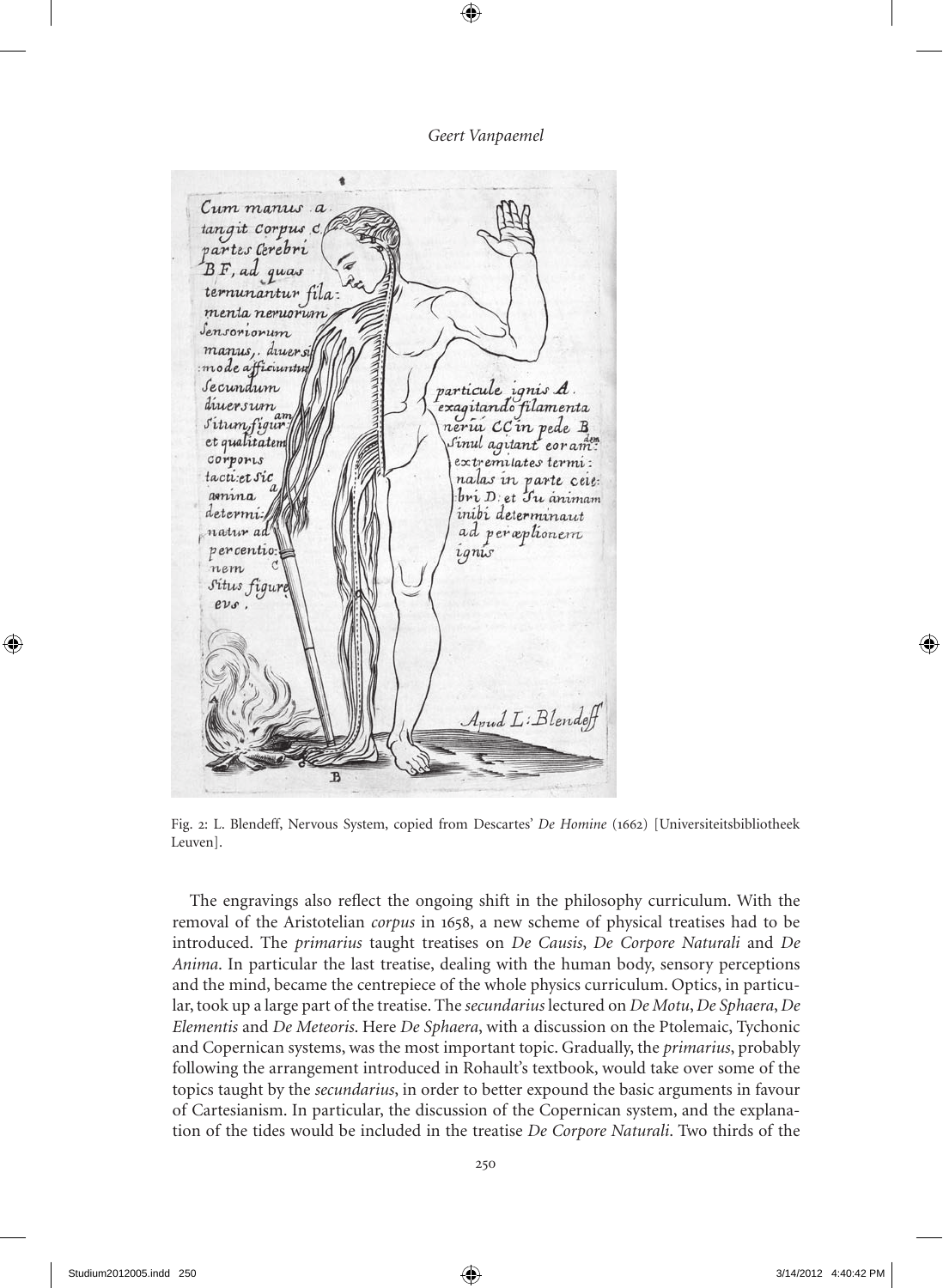Fig. 2: L. Blendeff, Nervous System, copied from Descartes' *De Homine* (1662) [Universiteitsbibliotheek Leuven].

The engravings also reflect the ongoing shift in the philosophy curriculum. With the removal of the Aristotelian *corpus* in 1658, a new scheme of physical treatises had to be introduced. The *primarius* taught treatises on *De Causis*, *De Corpore Naturali* and *De Anima*. In particular the last treatise, dealing with the human body, sensory perceptions and the mind, became the centrepiece of the whole physics curriculum. Optics, in particular, took up a large part of the treatise. The *secundarius* lectured on *De Motu*, *De Sphaera*, *De Elementis* and *De Meteoris*. Here *De Sphaera*, with a discussion on the Ptolemaic, Tychonic and Copernican systems, was the most important topic. Gradually, the *primarius*, probably following the arrangement introduced in Rohault's textbook, would take over some of the topics taught by the *secundarius*, in order to better expound the basic arguments in favour of Cartesianism. In particular, the discussion of the Copernican system, and the explanation of the tides would be included in the treatise *De Corpore Naturali*. Two thirds of the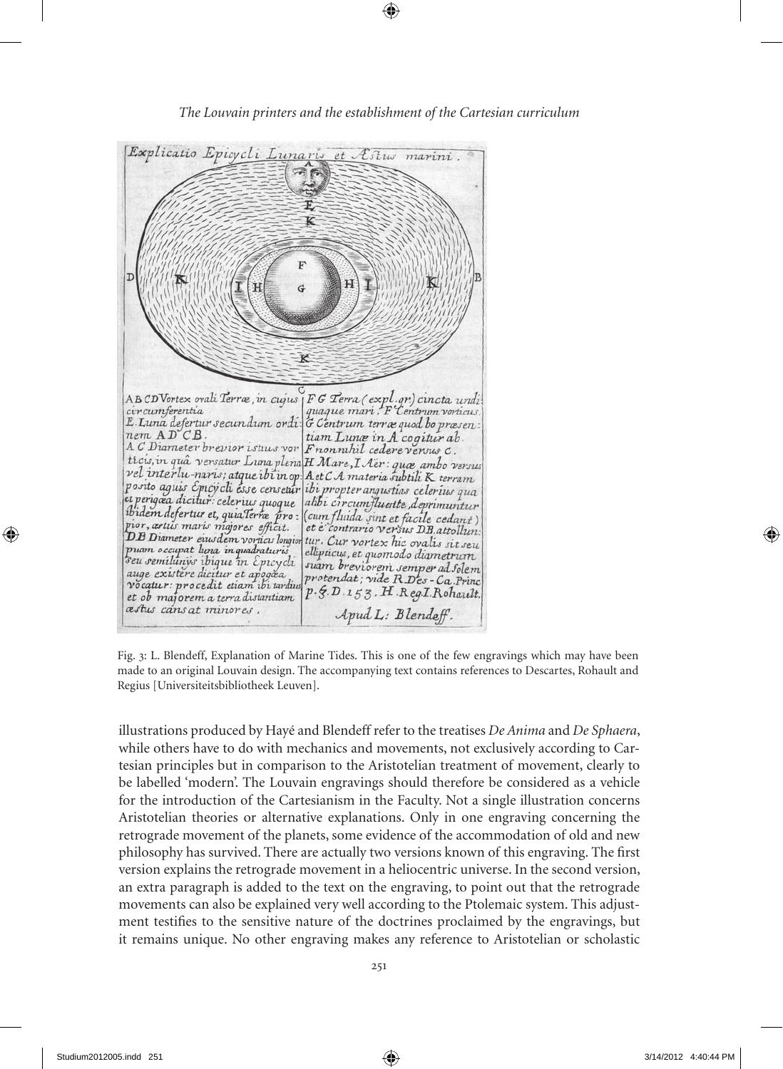Fig. 3: L. Blendeff, Explanation of Marine Tides. This is one of the few engravings which may have been made to an original Louvain design. The accompanying text contains references to Descartes, Rohault and Regius [Universiteitsbibliotheek Leuven].

illustrations produced by Hayé and Blendeff refer to the treatises *De Anima* and *De Sphaera*, while others have to do with mechanics and movements, not exclusively according to Cartesian principles but in comparison to the Aristotelian treatment of movement, clearly to be labelled 'modern'. The Louvain engravings should therefore be considered as a vehicle for the introduction of the Cartesianism in the Faculty. Not a single illustration concerns Aristotelian theories or alternative explanations. Only in one engraving concerning the retrograde movement of the planets, some evidence of the accommodation of old and new philosophy has survived. There are actually two versions known of this engraving. The first version explains the retrograde movement in a heliocentric universe. In the second version, an extra paragraph is added to the text on the engraving, to point out that the retrograde movements can also be explained very well according to the Ptolemaic system. This adjustment testifies to the sensitive nature of the doctrines proclaimed by the engravings, but it remains unique. No other engraving makes any reference to Aristotelian or scholastic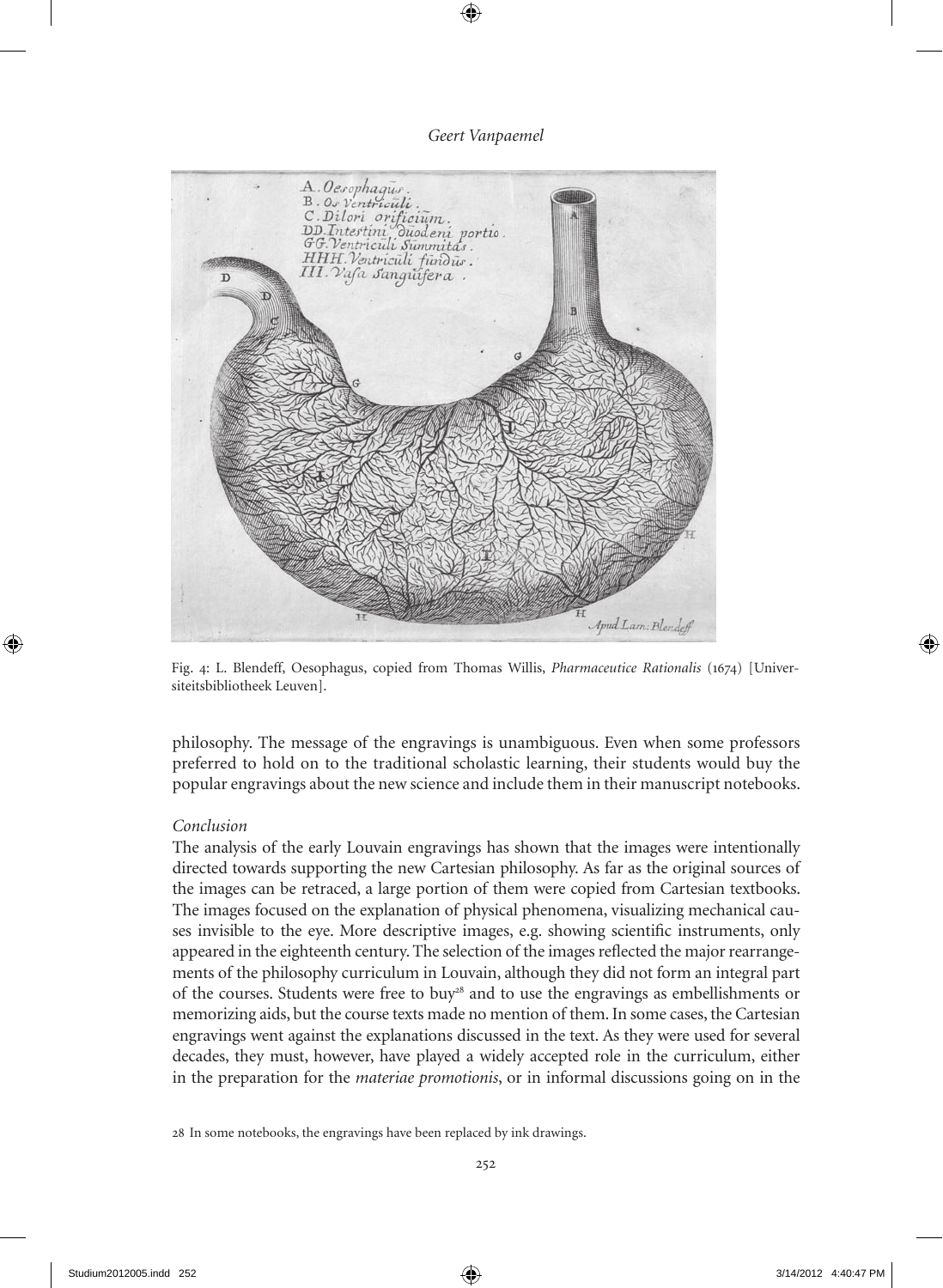Fig. 4: L. Blendeff, Oesophagus, copied from Thomas Willis, *Pharmaceutice Rationalis* (1674) [Universiteitsbibliotheek Leuven].

philosophy. The message of the engravings is unambiguous. Even when some professors preferred to hold on to the traditional scholastic learning, their students would buy the popular engravings about the new science and include them in their manuscript notebooks.

*Conclusion*

The analysis of the early Louvain engravings has shown that the images were intentionally directed towards supporting the new Cartesian philosophy. As far as the original sources of the images can be retraced, a large portion of them were copied from Cartesian textbooks. The images focused on the explanation of physical phenomena, visualizing mechanical causes invisible to the eye. More descriptive images, e.g. showing scientific instruments, only appeared in the eighteenth century. The selection of the images reflected the major rearrangements of the philosophy curriculum in Louvain, although they did not form an integral part of the courses. Students were free to buy[28] and to use the engravings as embellishments or memorizing aids, but the course texts made no mention of them. In some cases, the Cartesian engravings went against the explanations discussed in the text. As they were used for several decades, they must, however, have played a widely accepted role in the curriculum, either in the preparation for the *materiae promotionis*, or in informal discussions going on in the

28 In some notebooks, the engravings have been replaced by ink drawings.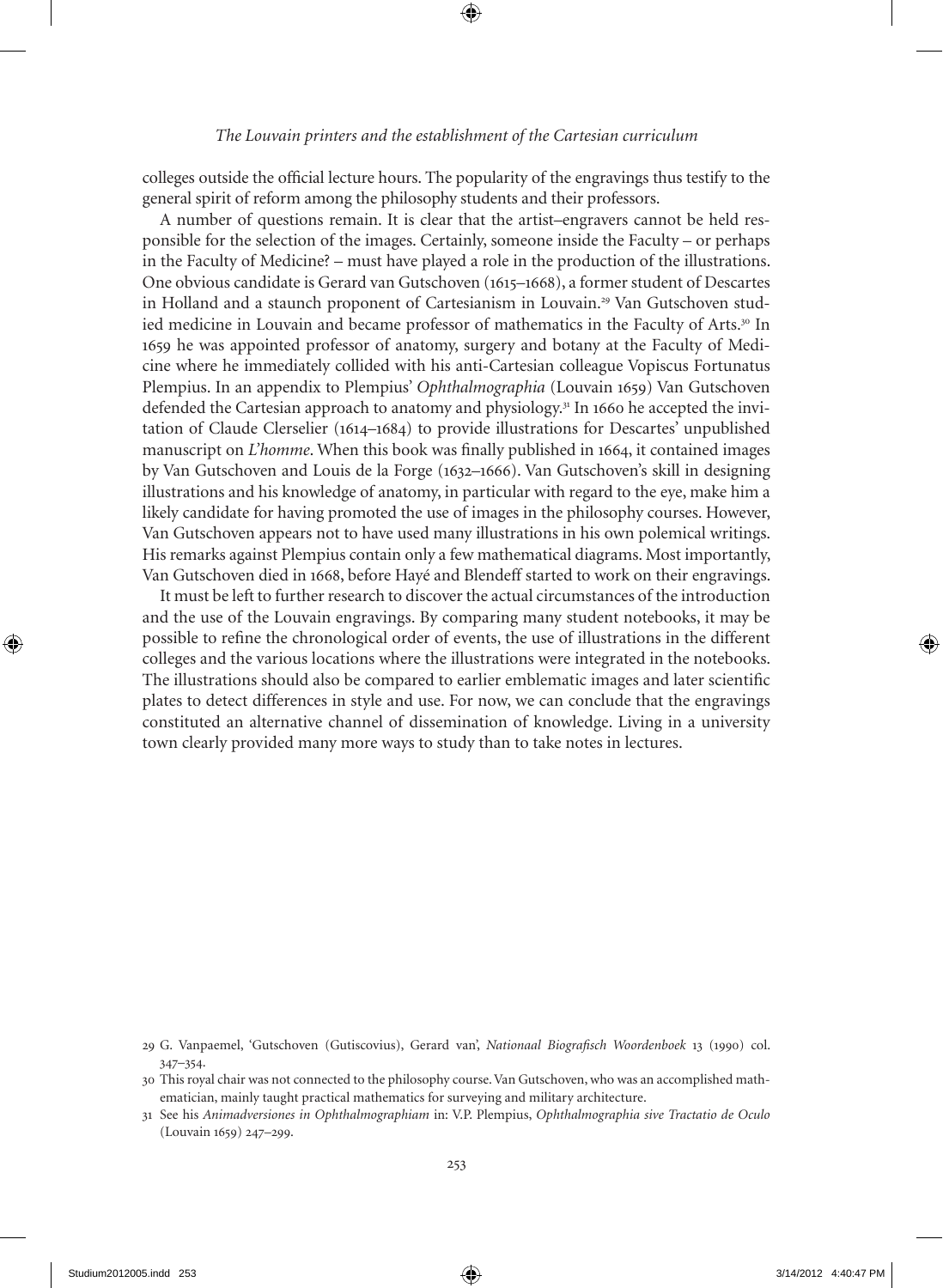colleges outside the official lecture hours. The popularity of the engravings thus testify to the general spirit of reform among the philosophy students and their professors.

A number of questions remain. It is clear that the artist–engravers cannot be held responsible for the selection of the images. Certainly, someone inside the Faculty – or perhaps in the Faculty of Medicine? – must have played a role in the production of the illustrations. One obvious candidate is Gerard van Gutschoven (1615–1668), a former student of Descartes in Holland and a staunch proponent of Cartesianism in Louvain.[29] Van Gutschoven studied medicine in Louvain and became professor of mathematics in the Faculty of Arts.[30] In 1659 he was appointed professor of anatomy, surgery and botany at the Faculty of Medicine where he immediately collided with his anti-Cartesian colleague Vopiscus Fortunatus Plempius. In an appendix to Plempius' *Ophthalmographia* (Louvain 1659) Van Gutschoven defended the Cartesian approach to anatomy and physiology.[31] In 1660 he accepted the invitation of Claude Clerselier (1614–1684) to provide illustrations for Descartes' unpublished manuscript on *L'homme*. When this book was finally published in 1664, it contained images by Van Gutschoven and Louis de la Forge (1632–1666). Van Gutschoven's skill in designing illustrations and his knowledge of anatomy, in particular with regard to the eye, make him a likely candidate for having promoted the use of images in the philosophy courses. However, Van Gutschoven appears not to have used many illustrations in his own polemical writings. His remarks against Plempius contain only a few mathematical diagrams. Most importantly, Van Gutschoven died in 1668, before Hayé and Blendeff started to work on their engravings.

It must be left to further research to discover the actual circumstances of the introduction and the use of the Louvain engravings. By comparing many student notebooks, it may be possible to refine the chronological order of events, the use of illustrations in the different colleges and the various locations where the illustrations were integrated in the notebooks. The illustrations should also be compared to earlier emblematic images and later scientific plates to detect differences in style and use. For now, we can conclude that the engravings constituted an alternative channel of dissemination of knowledge. Living in a university town clearly provided many more ways to study than to take notes in lectures.

29 G. Vanpaemel, 'Gutschoven (Gutiscovius), Gerard van', *Nationaal Biografisch Woordenboek* 13 (1990) col. 347–354.

30 This royal chair was not connected to the philosophy course. Van Gutschoven, who was an accomplished mathematician, mainly taught practical mathematics for surveying and military architecture.

31 See his *Animadversiones in Ophthalmographiam* in: V.P. Plempius, *Ophthalmographia sive Tractatio de Oculo* (Louvain 1659) 247–299.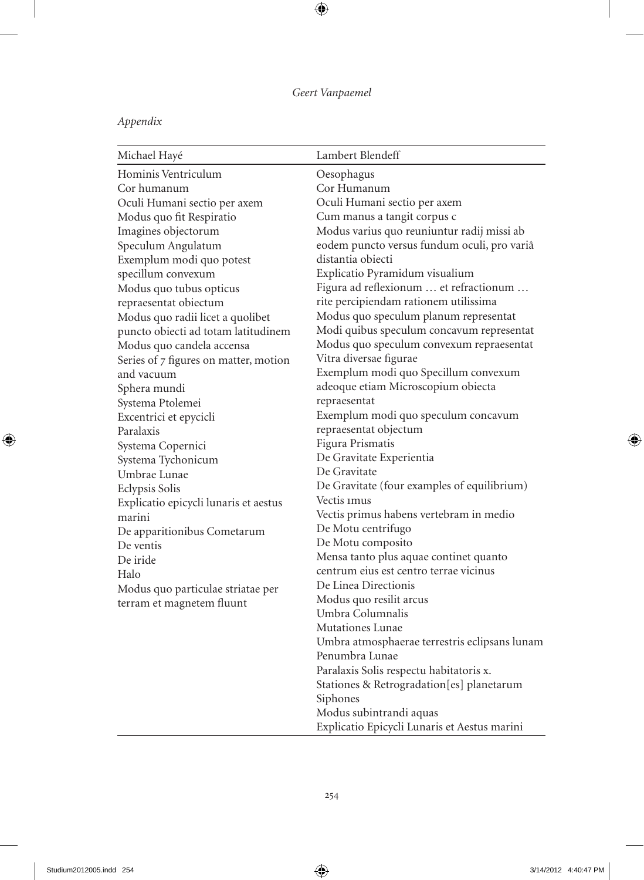*Appendix*

| Michael Hayé | Lambert Blendeff |
|---|---|
| Hominis Ventriculum | Oesophagus |
| Cor humanum | Cor Humanum |
| Oculi Humani sectio per axem | Oculi Humani sectio per axem |
| Modus quo fit Respiratio | Cum manus a tangit corpus c |
| Imagines objectorum | Modus varius quo reuniuntur radij missi ab eodem puncto versus fundum oculi, pro variâ distantia obiecti |
| Speculum Angulatum | Explicatio Pyramidum visualium |
| Exemplum modi quo potest specillum convexum | Figura ad reflexionum … et refractionum … rite percipiendam rationem utilissima |
| Modus quo tubus opticus repraesentat obiectum | Modus quo speculum planum representat |
| Modus quo radii licet a quolibet puncto obiecti ad totam latitudinem | Modi quibus speculum concavum representat |
| Modus quo candela accensa | Modus quo speculum convexum repraesentat |
| Series of 7 figures on matter, motion and vacuum | Vitra diversae figurae |
| Sphera mundi | Exemplum modi quo Specillum convexum adeoque etiam Microscopium obiecta repraesentat |
| Systema Ptolemei | Exemplum modi quo speculum concavum repraesentat objectum |
| Excentrici et epycicli | Figura Prismatis |
| Paralaxis | De Gravitate Experientia |
| Systema Copernici | De Gravitate |
| Systema Tychonicum | De Gravitate (four examples of equilibrium) |
| Umbrae Lunae | Vectis 1mus |
| Eclypsis Solis | Vectis primus habens vertebram in medio |
| Explicatio epicycli lunaris et aestus marini | De Motu centrifugo |
| De apparitionibus Cometarum | De Motu composito |
| De ventis | Mensa tanto plus aquae continet quanto centrum eius est centro terrae vicinus |
| De iride | De Linea Directionis |
| Halo | Modus quo resilit arcus |
| Modus quo particulae striatae per terram et magnetem fluunt | Umbra Columnalis |
| | Mutationes Lunae |
| | Umbra atmosphaerae terrestris eclipsans lunam |
| | Penumbra Lunae |
| | Paralaxis Solis respectu habitatoris x. |
| | Stationes & Retrogradation[es] planetarum |
| | Siphones |
| | Modus subintrandi aquas |
| | Explicatio Epicycli Lunaris et Aestus marini |